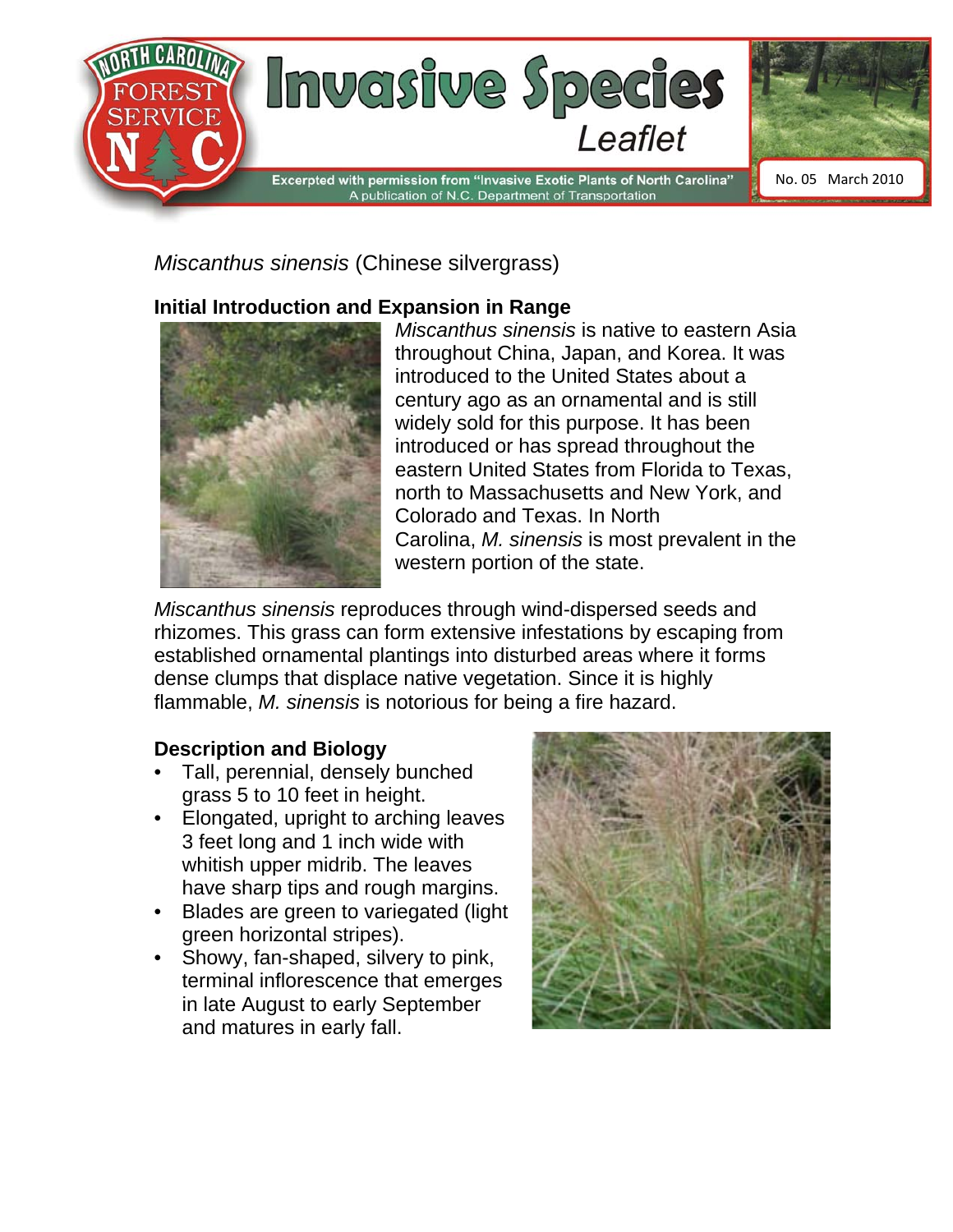# Invasive Species Leaflet

Excerpted with permission from "Invasive Exotic Plants of North Carolina"
A publication of N.C. Department of Transportation

No. 05 March 2010

*Miscanthus sinensis* (Chinese silvergrass)

## Initial Introduction and Expansion in Range

*Miscanthus sinensis* is native to eastern Asia throughout China, Japan, and Korea. It was introduced to the United States about a century ago as an ornamental and is still widely sold for this purpose. It has been introduced or has spread throughout the eastern United States from Florida to Texas, north to Massachusetts and New York, and Colorado and Texas. In North Carolina, *M. sinensis* is most prevalent in the western portion of the state.

*Miscanthus sinensis* reproduces through wind-dispersed seeds and rhizomes. This grass can form extensive infestations by escaping from established ornamental plantings into disturbed areas where it forms dense clumps that displace native vegetation. Since it is highly flammable, *M. sinensis* is notorious for being a fire hazard.

## Description and Biology

- Tall, perennial, densely bunched grass 5 to 10 feet in height.
- Elongated, upright to arching leaves 3 feet long and 1 inch wide with whitish upper midrib. The leaves have sharp tips and rough margins.
- Blades are green to variegated (light green horizontal stripes).
- Showy, fan-shaped, silvery to pink, terminal inflorescence that emerges in late August to early September and matures in early fall.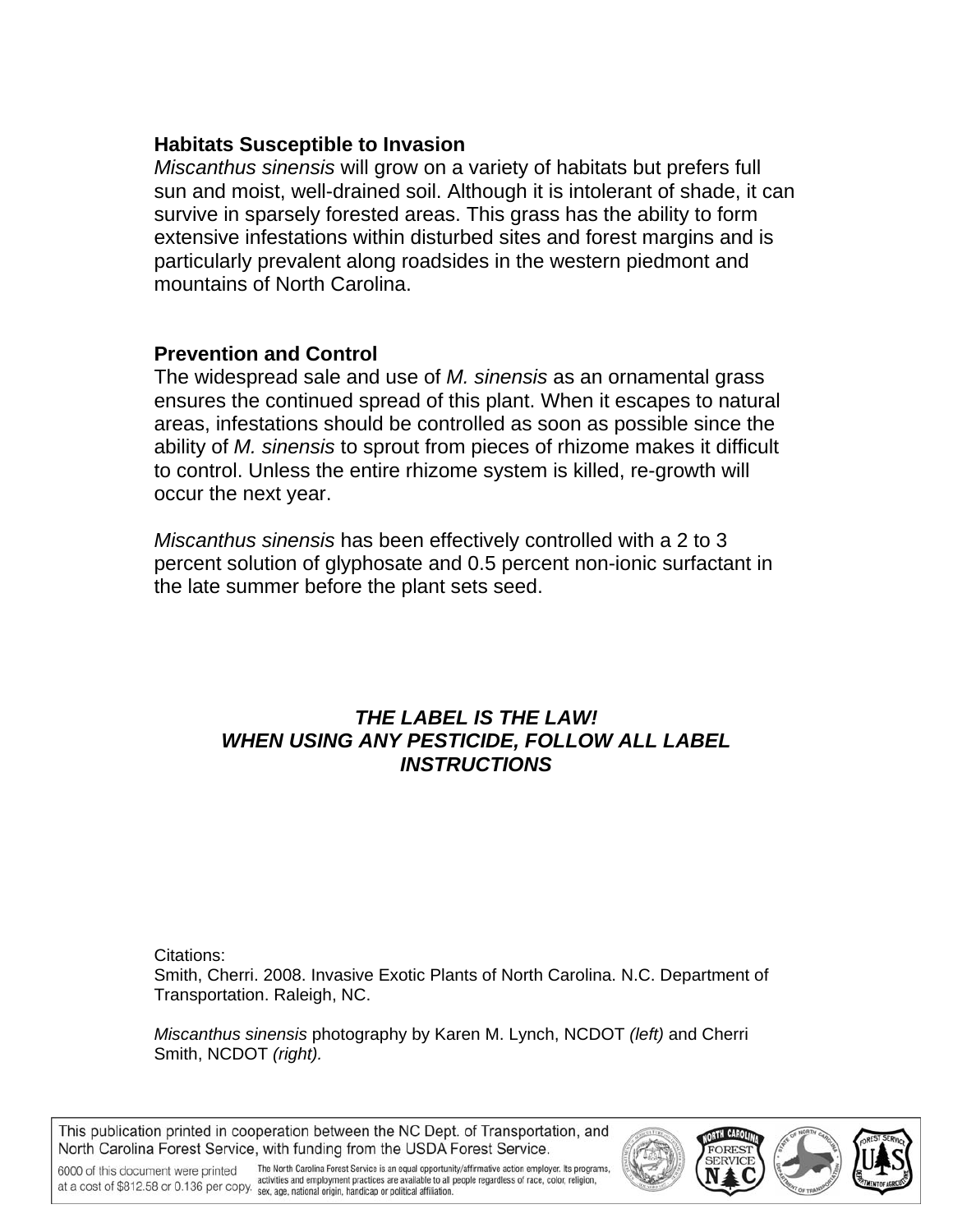### Habitats Susceptible to Invasion

*Miscanthus sinensis* will grow on a variety of habitats but prefers full sun and moist, well-drained soil. Although it is intolerant of shade, it can survive in sparsely forested areas. This grass has the ability to form extensive infestations within disturbed sites and forest margins and is particularly prevalent along roadsides in the western piedmont and mountains of North Carolina.

### Prevention and Control

The widespread sale and use of *M. sinensis* as an ornamental grass ensures the continued spread of this plant. When it escapes to natural areas, infestations should be controlled as soon as possible since the ability of *M. sinensis* to sprout from pieces of rhizome makes it difficult to control. Unless the entire rhizome system is killed, re-growth will occur the next year.

*Miscanthus sinensis* has been effectively controlled with a 2 to 3 percent solution of glyphosate and 0.5 percent non-ionic surfactant in the late summer before the plant sets seed.

***THE LABEL IS THE LAW!***
***WHEN USING ANY PESTICIDE, FOLLOW ALL LABEL INSTRUCTIONS***

Citations:
Smith, Cherri. 2008. Invasive Exotic Plants of North Carolina. N.C. Department of Transportation. Raleigh, NC.

*Miscanthus sinensis* photography by Karen M. Lynch, NCDOT *(left)* and Cherri Smith, NCDOT *(right).*

This publication printed in cooperation between the NC Dept. of Transportation, and North Carolina Forest Service, with funding from the USDA Forest Service.

6000 of this document were printed at a cost of $812.58 or 0.136 per copy.

The North Carolina Forest Service is an equal opportunity/affirmative action employer. Its programs, activities and employment practices are available to all people regardless of race, color, religion, sex, age, national origin, handicap or political affiliation.